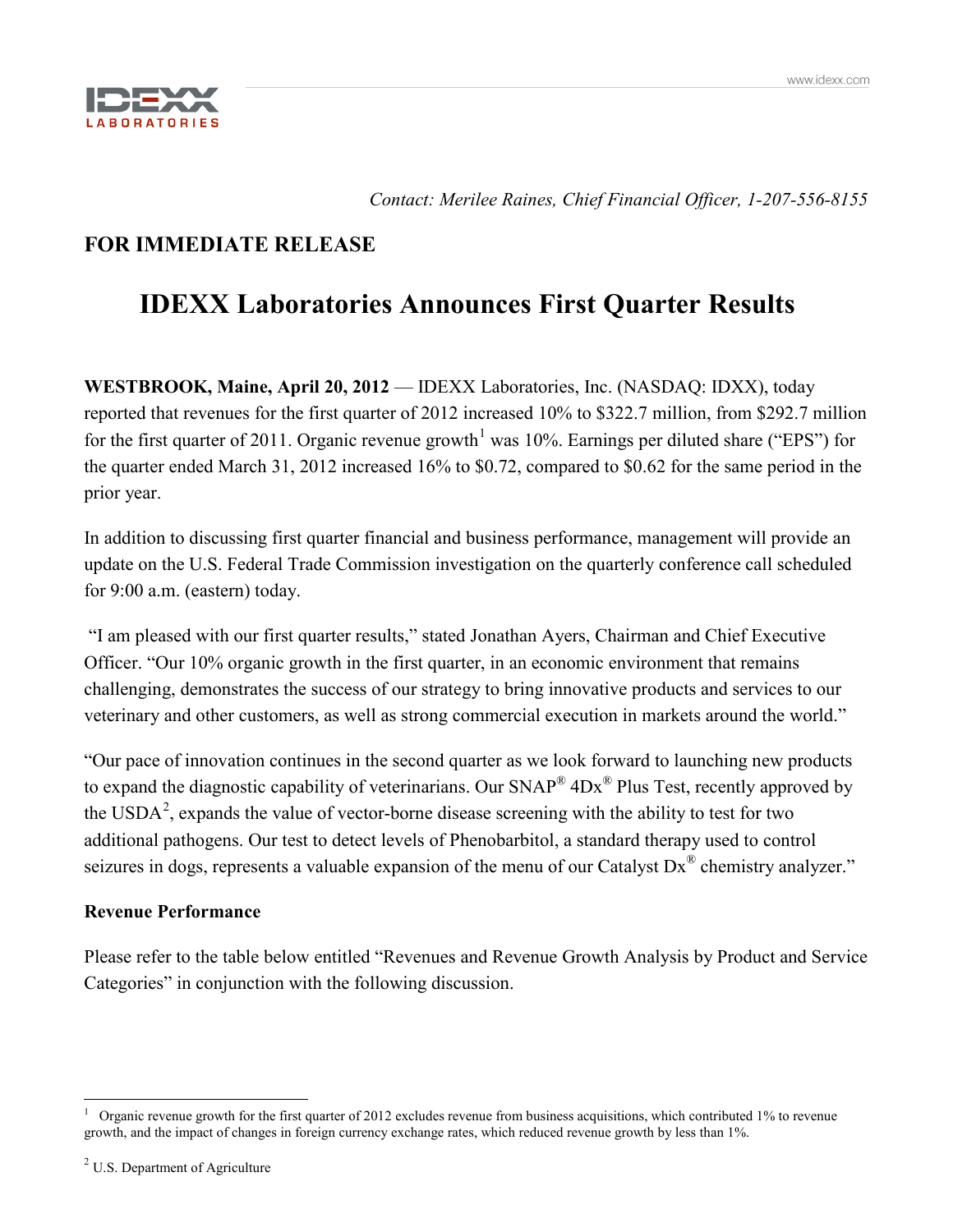*Contact: Merilee Raines, Chief Financial Officer, 1-207-556-8155*

**FOR IMMEDIATE RELEASE**

# IDEXX Laboratories Announces First Quarter Results

**WESTBROOK, Maine, April 20, 2012** — IDEXX Laboratories, Inc. (NASDAQ: IDXX), today reported that revenues for the first quarter of 2012 increased 10% to $322.7 million, from $292.7 million for the first quarter of 2011. Organic revenue growth[1] was 10%. Earnings per diluted share ("EPS") for the quarter ended March 31, 2012 increased 16% to $0.72, compared to $0.62 for the same period in the prior year.

In addition to discussing first quarter financial and business performance, management will provide an update on the U.S. Federal Trade Commission investigation on the quarterly conference call scheduled for 9:00 a.m. (eastern) today.

"I am pleased with our first quarter results," stated Jonathan Ayers, Chairman and Chief Executive Officer. "Our 10% organic growth in the first quarter, in an economic environment that remains challenging, demonstrates the success of our strategy to bring innovative products and services to our veterinary and other customers, as well as strong commercial execution in markets around the world."

"Our pace of innovation continues in the second quarter as we look forward to launching new products to expand the diagnostic capability of veterinarians. Our SNAP® 4Dx® Plus Test, recently approved by the USDA[2], expands the value of vector-borne disease screening with the ability to test for two additional pathogens. Our test to detect levels of Phenobarbitol, a standard therapy used to control seizures in dogs, represents a valuable expansion of the menu of our Catalyst Dx® chemistry analyzer."

**Revenue Performance**

Please refer to the table below entitled "Revenues and Revenue Growth Analysis by Product and Service Categories" in conjunction with the following discussion.

---

[1] Organic revenue growth for the first quarter of 2012 excludes revenue from business acquisitions, which contributed 1% to revenue growth, and the impact of changes in foreign currency exchange rates, which reduced revenue growth by less than 1%.

[2] U.S. Department of Agriculture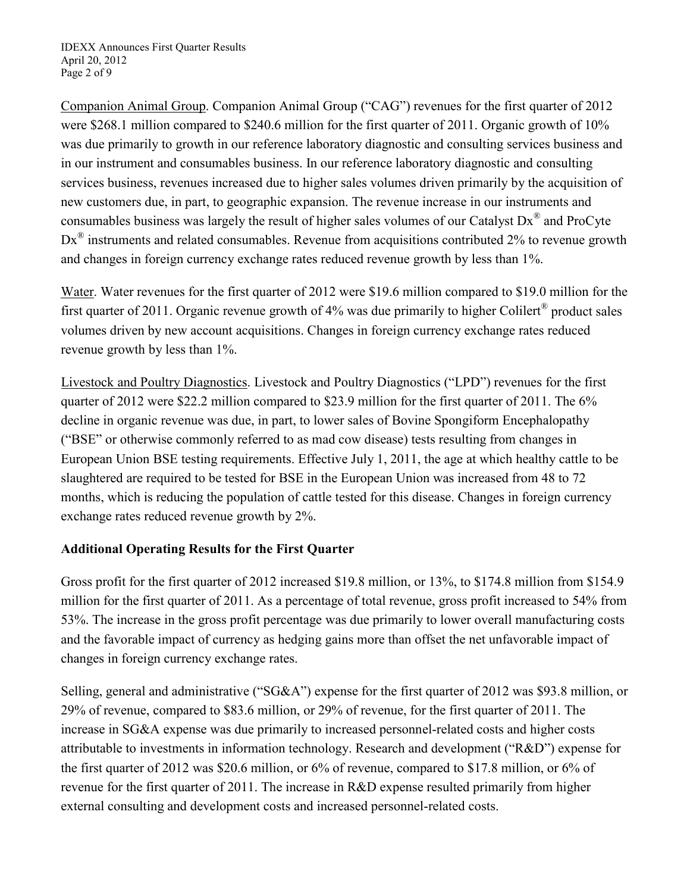Companion Animal Group. Companion Animal Group ("CAG") revenues for the first quarter of 2012 were $268.1 million compared to $240.6 million for the first quarter of 2011. Organic growth of 10% was due primarily to growth in our reference laboratory diagnostic and consulting services business and in our instrument and consumables business. In our reference laboratory diagnostic and consulting services business, revenues increased due to higher sales volumes driven primarily by the acquisition of new customers due, in part, to geographic expansion. The revenue increase in our instruments and consumables business was largely the result of higher sales volumes of our Catalyst Dx® and ProCyte Dx® instruments and related consumables. Revenue from acquisitions contributed 2% to revenue growth and changes in foreign currency exchange rates reduced revenue growth by less than 1%.

Water. Water revenues for the first quarter of 2012 were $19.6 million compared to $19.0 million for the first quarter of 2011. Organic revenue growth of 4% was due primarily to higher Colilert® product sales volumes driven by new account acquisitions. Changes in foreign currency exchange rates reduced revenue growth by less than 1%.

Livestock and Poultry Diagnostics. Livestock and Poultry Diagnostics ("LPD") revenues for the first quarter of 2012 were $22.2 million compared to $23.9 million for the first quarter of 2011. The 6% decline in organic revenue was due, in part, to lower sales of Bovine Spongiform Encephalopathy ("BSE" or otherwise commonly referred to as mad cow disease) tests resulting from changes in European Union BSE testing requirements. Effective July 1, 2011, the age at which healthy cattle to be slaughtered are required to be tested for BSE in the European Union was increased from 48 to 72 months, which is reducing the population of cattle tested for this disease. Changes in foreign currency exchange rates reduced revenue growth by 2%.

**Additional Operating Results for the First Quarter**

Gross profit for the first quarter of 2012 increased $19.8 million, or 13%, to $174.8 million from $154.9 million for the first quarter of 2011. As a percentage of total revenue, gross profit increased to 54% from 53%. The increase in the gross profit percentage was due primarily to lower overall manufacturing costs and the favorable impact of currency as hedging gains more than offset the net unfavorable impact of changes in foreign currency exchange rates.

Selling, general and administrative ("SG&A") expense for the first quarter of 2012 was $93.8 million, or 29% of revenue, compared to $83.6 million, or 29% of revenue, for the first quarter of 2011. The increase in SG&A expense was due primarily to increased personnel-related costs and higher costs attributable to investments in information technology. Research and development ("R&D") expense for the first quarter of 2012 was $20.6 million, or 6% of revenue, compared to $17.8 million, or 6% of revenue for the first quarter of 2011. The increase in R&D expense resulted primarily from higher external consulting and development costs and increased personnel-related costs.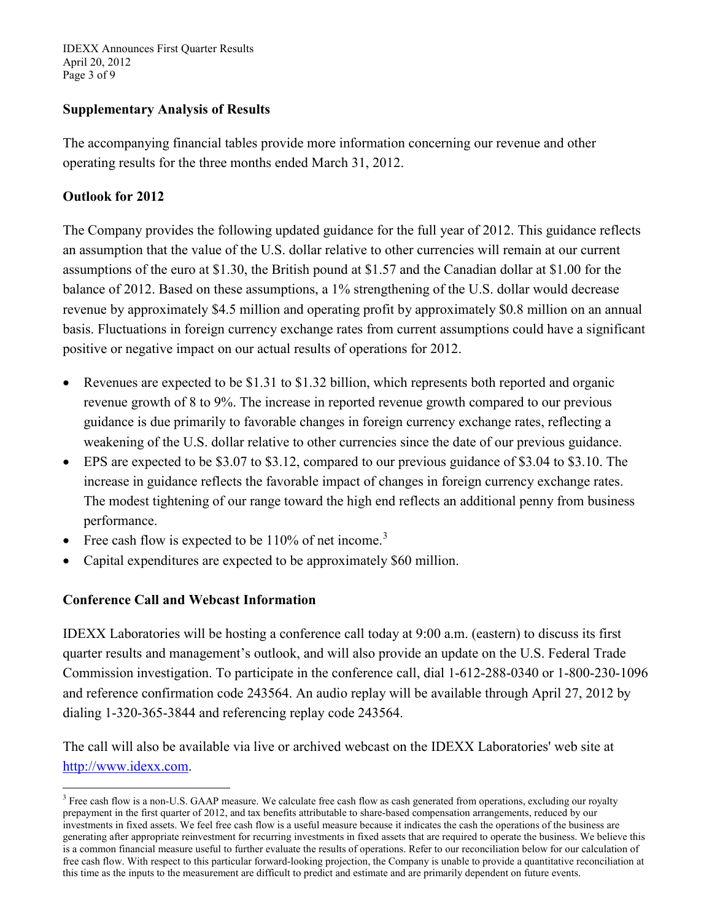## Supplementary Analysis of Results

The accompanying financial tables provide more information concerning our revenue and other operating results for the three months ended March 31, 2012.

## Outlook for 2012

The Company provides the following updated guidance for the full year of 2012. This guidance reflects an assumption that the value of the U.S. dollar relative to other currencies will remain at our current assumptions of the euro at $1.30, the British pound at $1.57 and the Canadian dollar at $1.00 for the balance of 2012. Based on these assumptions, a 1% strengthening of the U.S. dollar would decrease revenue by approximately $4.5 million and operating profit by approximately $0.8 million on an annual basis. Fluctuations in foreign currency exchange rates from current assumptions could have a significant positive or negative impact on our actual results of operations for 2012.

- Revenues are expected to be $1.31 to $1.32 billion, which represents both reported and organic revenue growth of 8 to 9%. The increase in reported revenue growth compared to our previous guidance is due primarily to favorable changes in foreign currency exchange rates, reflecting a weakening of the U.S. dollar relative to other currencies since the date of our previous guidance.
- EPS are expected to be $3.07 to $3.12, compared to our previous guidance of $3.04 to $3.10. The increase in guidance reflects the favorable impact of changes in foreign currency exchange rates. The modest tightening of our range toward the high end reflects an additional penny from business performance.
- Free cash flow is expected to be 110% of net income.[3]
- Capital expenditures are expected to be approximately $60 million.

## Conference Call and Webcast Information

IDEXX Laboratories will be hosting a conference call today at 9:00 a.m. (eastern) to discuss its first quarter results and management's outlook, and will also provide an update on the U.S. Federal Trade Commission investigation. To participate in the conference call, dial 1-612-288-0340 or 1-800-230-1096 and reference confirmation code 243564. An audio replay will be available through April 27, 2012 by dialing 1-320-365-3844 and referencing replay code 243564.

The call will also be available via live or archived webcast on the IDEXX Laboratories' web site at [http://www.idexx.com](http://www.idexx.com).

---

[3] Free cash flow is a non-U.S. GAAP measure. We calculate free cash flow as cash generated from operations, excluding our royalty prepayment in the first quarter of 2012, and tax benefits attributable to share-based compensation arrangements, reduced by our investments in fixed assets. We feel free cash flow is a useful measure because it indicates the cash the operations of the business are generating after appropriate reinvestment for recurring investments in fixed assets that are required to operate the business. We believe this is a common financial measure useful to further evaluate the results of operations. Refer to our reconciliation below for our calculation of free cash flow. With respect to this particular forward-looking projection, the Company is unable to provide a quantitative reconciliation at this time as the inputs to the measurement are difficult to predict and estimate and are primarily dependent on future events.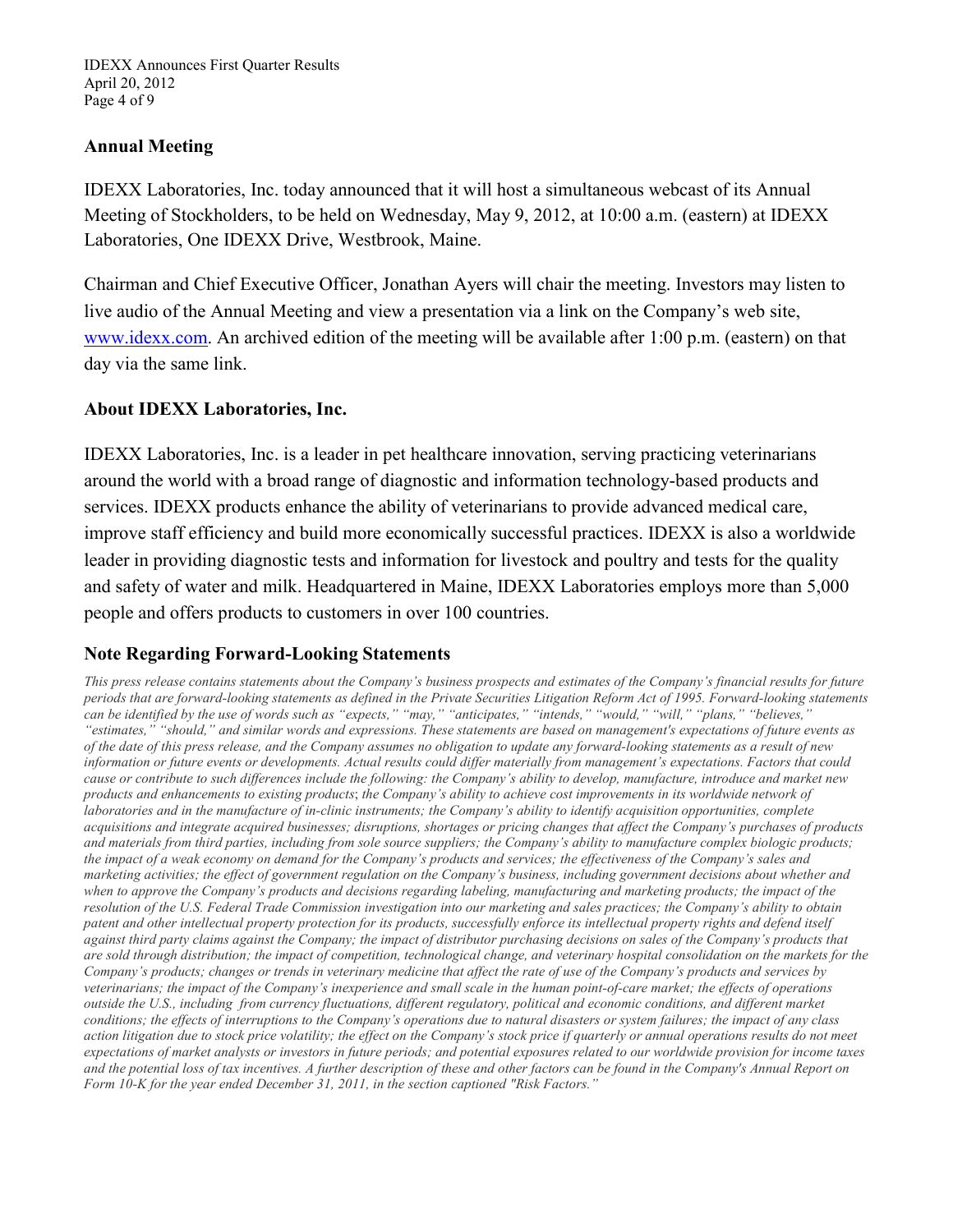## Annual Meeting

IDEXX Laboratories, Inc. today announced that it will host a simultaneous webcast of its Annual Meeting of Stockholders, to be held on Wednesday, May 9, 2012, at 10:00 a.m. (eastern) at IDEXX Laboratories, One IDEXX Drive, Westbrook, Maine.

Chairman and Chief Executive Officer, Jonathan Ayers will chair the meeting. Investors may listen to live audio of the Annual Meeting and view a presentation via a link on the Company's web site, www.idexx.com. An archived edition of the meeting will be available after 1:00 p.m. (eastern) on that day via the same link.

## About IDEXX Laboratories, Inc.

IDEXX Laboratories, Inc. is a leader in pet healthcare innovation, serving practicing veterinarians around the world with a broad range of diagnostic and information technology-based products and services. IDEXX products enhance the ability of veterinarians to provide advanced medical care, improve staff efficiency and build more economically successful practices. IDEXX is also a worldwide leader in providing diagnostic tests and information for livestock and poultry and tests for the quality and safety of water and milk. Headquartered in Maine, IDEXX Laboratories employs more than 5,000 people and offers products to customers in over 100 countries.

## Note Regarding Forward-Looking Statements

*This press release contains statements about the Company's business prospects and estimates of the Company's financial results for future periods that are forward-looking statements as defined in the Private Securities Litigation Reform Act of 1995. Forward-looking statements can be identified by the use of words such as "expects," "may," "anticipates," "intends," "would," "will," "plans," "believes," "estimates," "should," and similar words and expressions. These statements are based on management's expectations of future events as of the date of this press release, and the Company assumes no obligation to update any forward-looking statements as a result of new information or future events or developments. Actual results could differ materially from management's expectations. Factors that could cause or contribute to such differences include the following: the Company's ability to develop, manufacture, introduce and market new products and enhancements to existing products; the Company's ability to achieve cost improvements in its worldwide network of laboratories and in the manufacture of in-clinic instruments; the Company's ability to identify acquisition opportunities, complete acquisitions and integrate acquired businesses; disruptions, shortages or pricing changes that affect the Company's purchases of products and materials from third parties, including from sole source suppliers; the Company's ability to manufacture complex biologic products; the impact of a weak economy on demand for the Company's products and services; the effectiveness of the Company's sales and marketing activities; the effect of government regulation on the Company's business, including government decisions about whether and when to approve the Company's products and decisions regarding labeling, manufacturing and marketing products; the impact of the resolution of the U.S. Federal Trade Commission investigation into our marketing and sales practices; the Company's ability to obtain patent and other intellectual property protection for its products, successfully enforce its intellectual property rights and defend itself against third party claims against the Company; the impact of distributor purchasing decisions on sales of the Company's products that are sold through distribution; the impact of competition, technological change, and veterinary hospital consolidation on the markets for the Company's products; changes or trends in veterinary medicine that affect the rate of use of the Company's products and services by veterinarians; the impact of the Company's inexperience and small scale in the human point-of-care market; the effects of operations outside the U.S., including from currency fluctuations, different regulatory, political and economic conditions, and different market conditions; the effects of interruptions to the Company's operations due to natural disasters or system failures; the impact of any class action litigation due to stock price volatility; the effect on the Company's stock price if quarterly or annual operations results do not meet expectations of market analysts or investors in future periods; and potential exposures related to our worldwide provision for income taxes and the potential loss of tax incentives. A further description of these and other factors can be found in the Company's Annual Report on Form 10-K for the year ended December 31, 2011, in the section captioned "Risk Factors."*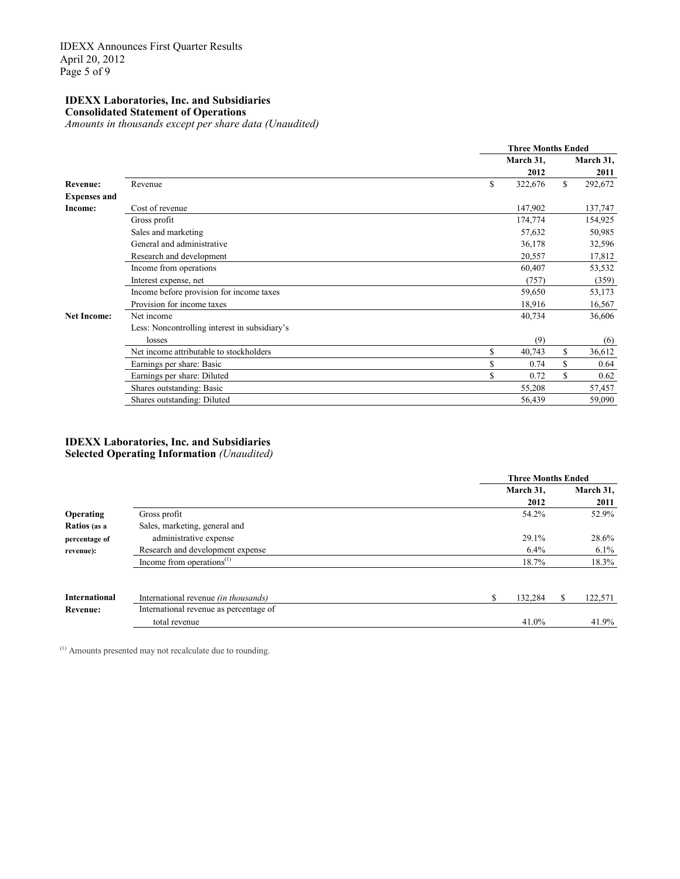**IDEXX Laboratories, Inc. and Subsidiaries**
**Consolidated Statement of Operations**
*Amounts in thousands except per share data (Unaudited)*

| | | Three Months Ended | |
|---|---|---|---|
| | | March 31, 2012 | March 31, 2011 |
| **Revenue:** | Revenue | $ 322,676 | $ 292,672 |
| **Expenses and Income:** | Cost of revenue | 147,902 | 137,747 |
| | Gross profit | 174,774 | 154,925 |
| | Sales and marketing | 57,632 | 50,985 |
| | General and administrative | 36,178 | 32,596 |
| | Research and development | 20,557 | 17,812 |
| | Income from operations | 60,407 | 53,532 |
| | Interest expense, net | (757) | (359) |
| | Income before provision for income taxes | 59,650 | 53,173 |
| | Provision for income taxes | 18,916 | 16,567 |
| **Net Income:** | Net income | 40,734 | 36,606 |
| | Less: Noncontrolling interest in subsidiary's losses | (9) | (6) |
| | Net income attributable to stockholders | $ 40,743 | $ 36,612 |
| | Earnings per share: Basic | $ 0.74 | $ 0.64 |
| | Earnings per share: Diluted | $ 0.72 | $ 0.62 |
| | Shares outstanding: Basic | 55,208 | 57,457 |
| | Shares outstanding: Diluted | 56,439 | 59,090 |

**IDEXX Laboratories, Inc. and Subsidiaries**
**Selected Operating Information** *(Unaudited)*

| | | Three Months Ended | |
|---|---|---|---|
| | | March 31, 2012 | March 31, 2011 |
| **Operating Ratios (as a percentage of revenue):** | Gross profit | 54.2% | 52.9% |
| | Sales, marketing, general and administrative expense | 29.1% | 28.6% |
| | Research and development expense | 6.4% | 6.1% |
| | Income from operations[(1)] | 18.7% | 18.3% |
| **International Revenue:** | International revenue *(in thousands)* | $ 132,284 | $ 122,571 |
| | International revenue as percentage of total revenue | 41.0% | 41.9% |

[(1)] Amounts presented may not recalculate due to rounding.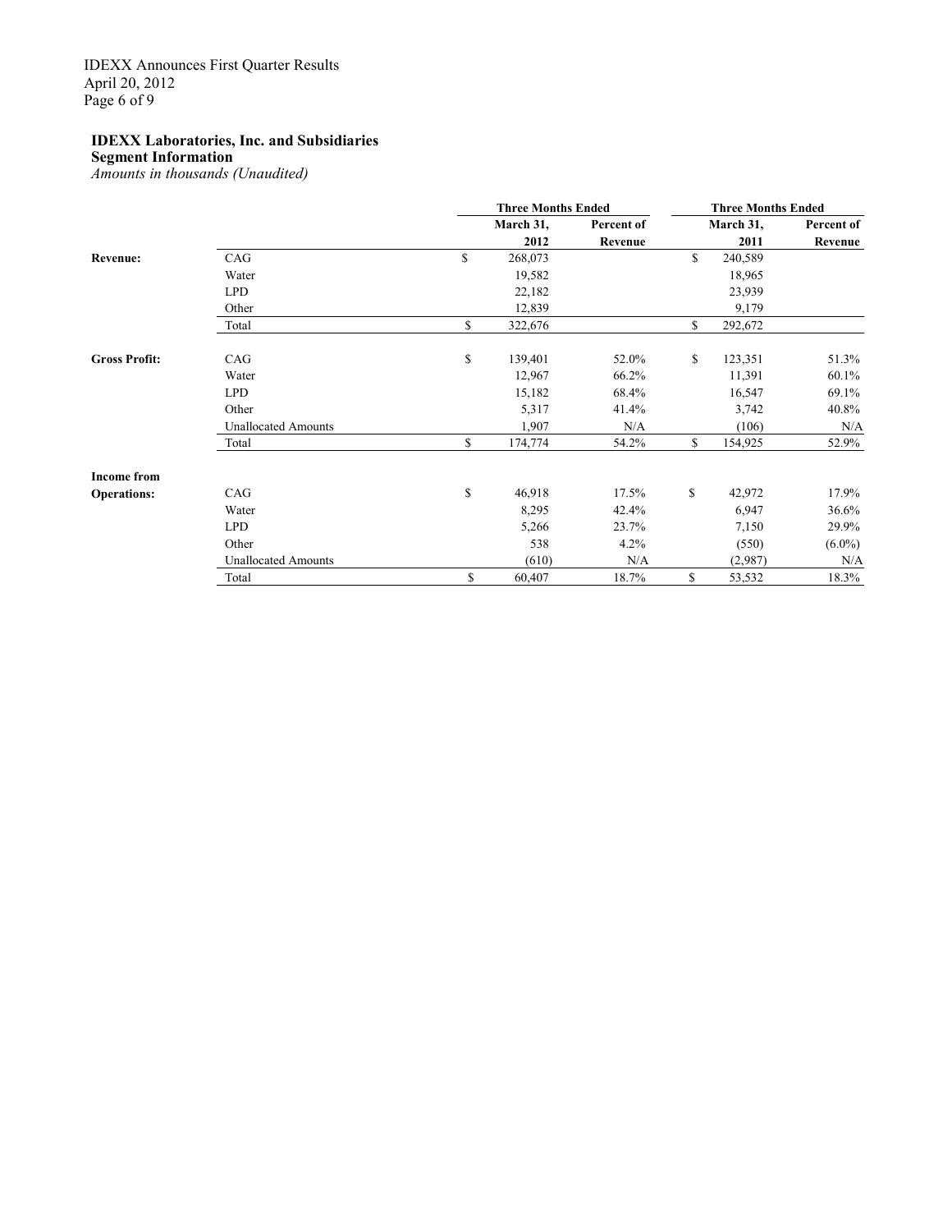**IDEXX Laboratories, Inc. and Subsidiaries**
**Segment Information**
*Amounts in thousands (Unaudited)*

| | | Three Months Ended | | Three Months Ended | |
|---|---|---|---|---|---|
| | | March 31, 2012 | Percent of Revenue | March 31, 2011 | Percent of Revenue |
| **Revenue:** | CAG | $ 268,073 | | $ 240,589 | |
| | Water | 19,582 | | 18,965 | |
| | LPD | 22,182 | | 23,939 | |
| | Other | 12,839 | | 9,179 | |
| | Total | $ 322,676 | | $ 292,672 | |
| **Gross Profit:** | CAG | $ 139,401 | 52.0% | $ 123,351 | 51.3% |
| | Water | 12,967 | 66.2% | 11,391 | 60.1% |
| | LPD | 15,182 | 68.4% | 16,547 | 69.1% |
| | Other | 5,317 | 41.4% | 3,742 | 40.8% |
| | Unallocated Amounts | 1,907 | N/A | (106) | N/A |
| | Total | $ 174,774 | 54.2% | $ 154,925 | 52.9% |
| **Income from Operations:** | CAG | $ 46,918 | 17.5% | $ 42,972 | 17.9% |
| | Water | 8,295 | 42.4% | 6,947 | 36.6% |
| | LPD | 5,266 | 23.7% | 7,150 | 29.9% |
| | Other | 538 | 4.2% | (550) | (6.0%) |
| | Unallocated Amounts | (610) | N/A | (2,987) | N/A |
| | Total | $ 60,407 | 18.7% | $ 53,532 | 18.3% |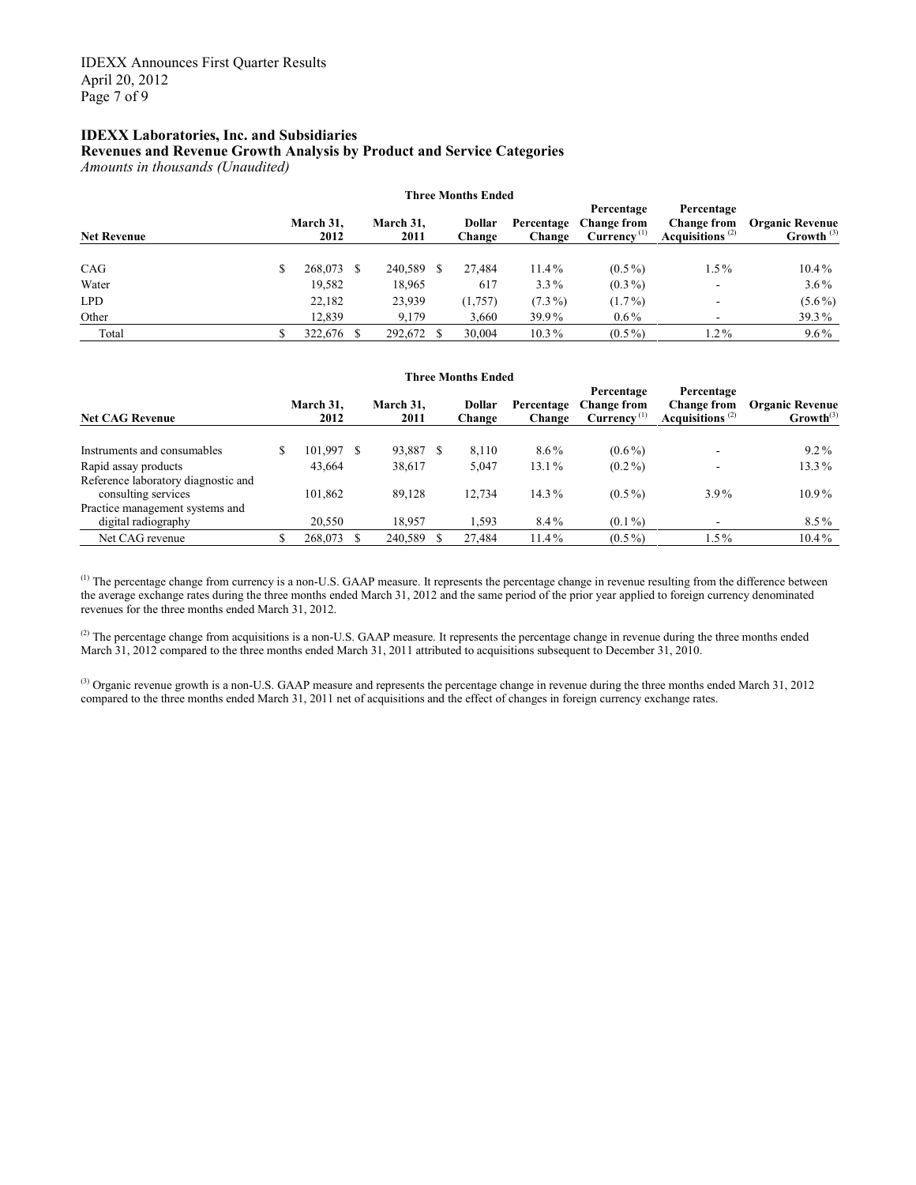**IDEXX Laboratories, Inc. and Subsidiaries**
**Revenues and Revenue Growth Analysis by Product and Service Categories**
*Amounts in thousands (Unaudited)*

| | Three Months Ended | | | | | | |
|---|---|---|---|---|---|---|---|
| **Net Revenue** | **March 31, 2012** | **March 31, 2011** | **Dollar Change** | **Percentage Change** | **Percentage Change from Currency** [(1)] | **Percentage Change from Acquisitions** [(2)] | **Organic Revenue Growth** [(3)] |
| CAG | $ 268,073 | $ 240,589 | $ 27,484 | 11.4% | (0.5%) | 1.5% | 10.4% |
| Water | 19,582 | 18,965 | 617 | 3.3% | (0.3%) | - | 3.6% |
| LPD | 22,182 | 23,939 | (1,757) | (7.3%) | (1.7%) | - | (5.6%) |
| Other | 12,839 | 9,179 | 3,660 | 39.9% | 0.6% | - | 39.3% |
| Total | $ 322,676 | $ 292,672 | $ 30,004 | 10.3% | (0.5%) | 1.2% | 9.6% |

| | Three Months Ended | | | | | | |
|---|---|---|---|---|---|---|---|
| **Net CAG Revenue** | **March 31, 2012** | **March 31, 2011** | **Dollar Change** | **Percentage Change** | **Percentage Change from Currency** [(1)] | **Percentage Change from Acquisitions** [(2)] | **Organic Revenue Growth**[(3)] |
| Instruments and consumables | $ 101,997 | $ 93,887 | $ 8,110 | 8.6% | (0.6%) | - | 9.2% |
| Rapid assay products | 43,664 | 38,617 | 5,047 | 13.1% | (0.2%) | - | 13.3% |
| Reference laboratory diagnostic and consulting services | 101,862 | 89,128 | 12,734 | 14.3% | (0.5%) | 3.9% | 10.9% |
| Practice management systems and digital radiography | 20,550 | 18,957 | 1,593 | 8.4% | (0.1%) | - | 8.5% |
| Net CAG revenue | $ 268,073 | $ 240,589 | $ 27,484 | 11.4% | (0.5%) | 1.5% | 10.4% |

[(1)] The percentage change from currency is a non-U.S. GAAP measure. It represents the percentage change in revenue resulting from the difference between the average exchange rates during the three months ended March 31, 2012 and the same period of the prior year applied to foreign currency denominated revenues for the three months ended March 31, 2012.

[(2)] The percentage change from acquisitions is a non-U.S. GAAP measure. It represents the percentage change in revenue during the three months ended March 31, 2012 compared to the three months ended March 31, 2011 attributed to acquisitions subsequent to December 31, 2010.

[(3)] Organic revenue growth is a non-U.S. GAAP measure and represents the percentage change in revenue during the three months ended March 31, 2012 compared to the three months ended March 31, 2011 net of acquisitions and the effect of changes in foreign currency exchange rates.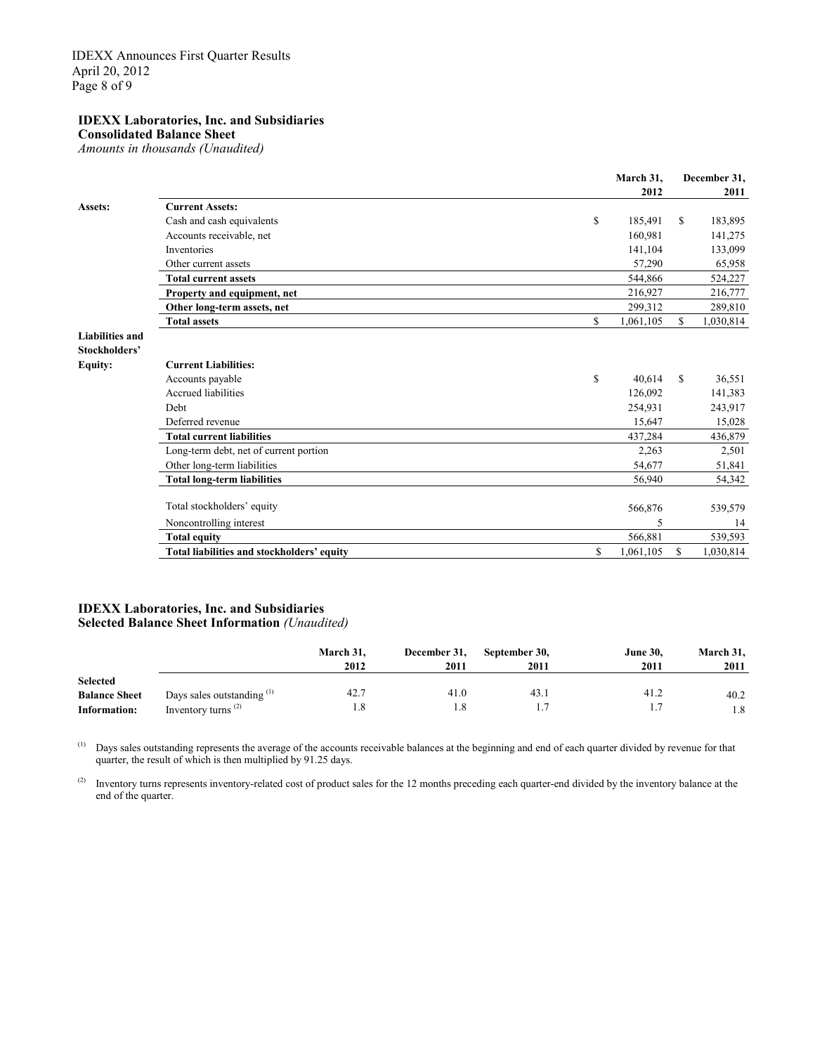**IDEXX Laboratories, Inc. and Subsidiaries**
**Consolidated Balance Sheet**
*Amounts in thousands (Unaudited)*

| | | March 31, 2012 | December 31, 2011 |
|---|---|---|---|
| **Assets:** | **Current Assets:** | | |
| | Cash and cash equivalents | $ 185,491 | $ 183,895 |
| | Accounts receivable, net | 160,981 | 141,275 |
| | Inventories | 141,104 | 133,099 |
| | Other current assets | 57,290 | 65,958 |
| | **Total current assets** | 544,866 | 524,227 |
| | **Property and equipment, net** | 216,927 | 216,777 |
| | **Other long-term assets, net** | 299,312 | 289,810 |
| | **Total assets** | $ 1,061,105 | $ 1,030,814 |
| **Liabilities and Stockholders' Equity:** | **Current Liabilities:** | | |
| | Accounts payable | $ 40,614 | $ 36,551 |
| | Accrued liabilities | 126,092 | 141,383 |
| | Debt | 254,931 | 243,917 |
| | Deferred revenue | 15,647 | 15,028 |
| | **Total current liabilities** | 437,284 | 436,879 |
| | Long-term debt, net of current portion | 2,263 | 2,501 |
| | Other long-term liabilities | 54,677 | 51,841 |
| | **Total long-term liabilities** | 56,940 | 54,342 |
| | Total stockholders' equity | 566,876 | 539,579 |
| | Noncontrolling interest | 5 | 14 |
| | **Total equity** | 566,881 | 539,593 |
| | **Total liabilities and stockholders' equity** | $ 1,061,105 | $ 1,030,814 |

**IDEXX Laboratories, Inc. and Subsidiaries**
**Selected Balance Sheet Information** *(Unaudited)*

| | | March 31, 2012 | December 31, 2011 | September 30, 2011 | June 30, 2011 | March 31, 2011 |
|---|---|---|---|---|---|---|
| **Selected Balance Sheet Information:** | Days sales outstanding [(1)] | 42.7 | 41.0 | 43.1 | 41.2 | 40.2 |
| | Inventory turns [(2)] | 1.8 | 1.8 | 1.7 | 1.7 | 1.8 |

(1) Days sales outstanding represents the average of the accounts receivable balances at the beginning and end of each quarter divided by revenue for that quarter, the result of which is then multiplied by 91.25 days.

(2) Inventory turns represents inventory-related cost of product sales for the 12 months preceding each quarter-end divided by the inventory balance at the end of the quarter.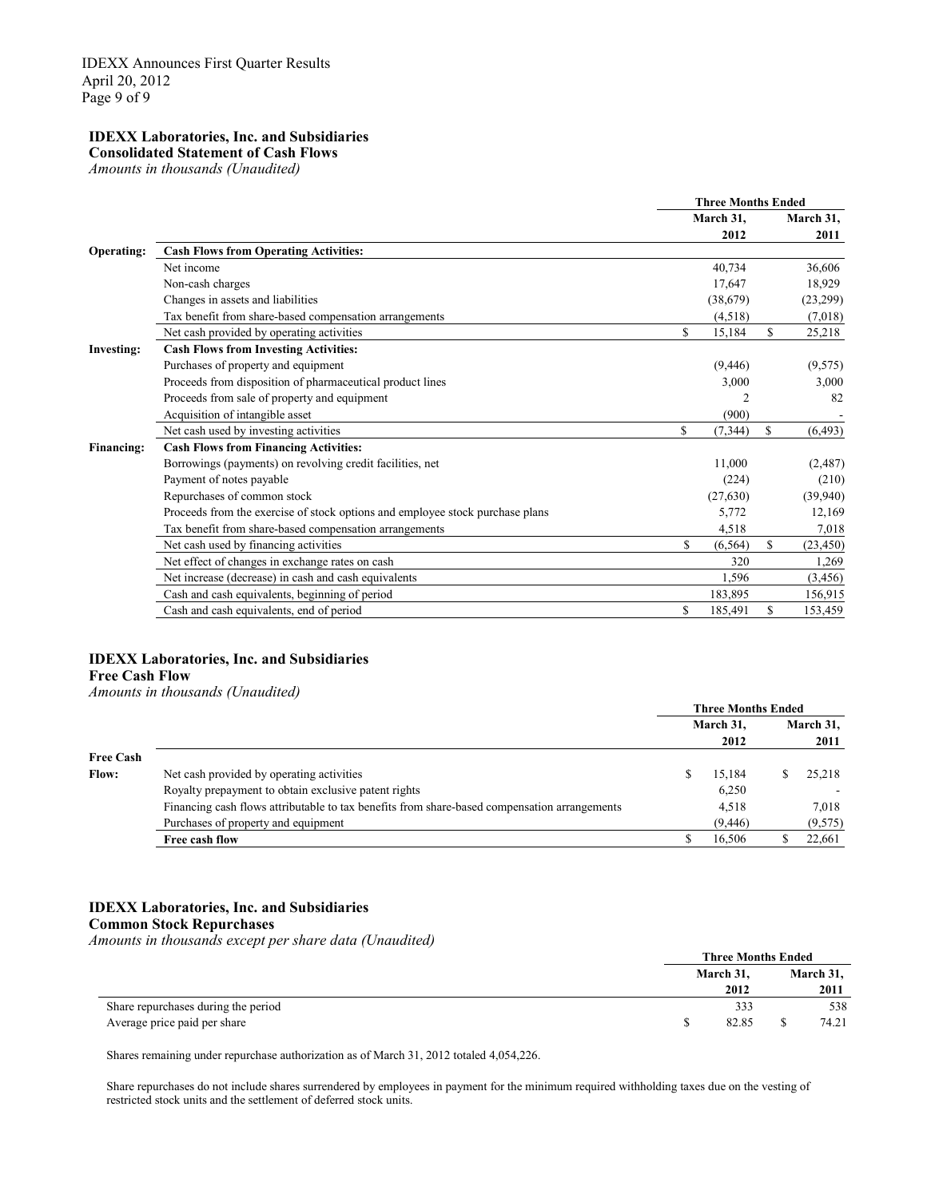**IDEXX Laboratories, Inc. and Subsidiaries**
**Consolidated Statement of Cash Flows**
*Amounts in thousands (Unaudited)*

| | | Three Months Ended March 31, 2012 | Three Months Ended March 31, 2011 |
|---|---|---|---|
| **Operating:** | **Cash Flows from Operating Activities:** | | |
| | Net income | 40,734 | 36,606 |
| | Non-cash charges | 17,647 | 18,929 |
| | Changes in assets and liabilities | (38,679) | (23,299) |
| | Tax benefit from share-based compensation arrangements | (4,518) | (7,018) |
| | Net cash provided by operating activities | $ 15,184 | $ 25,218 |
| **Investing:** | **Cash Flows from Investing Activities:** | | |
| | Purchases of property and equipment | (9,446) | (9,575) |
| | Proceeds from disposition of pharmaceutical product lines | 3,000 | 3,000 |
| | Proceeds from sale of property and equipment | 2 | 82 |
| | Acquisition of intangible asset | (900) | - |
| | Net cash used by investing activities | $ (7,344) | $ (6,493) |
| **Financing:** | **Cash Flows from Financing Activities:** | | |
| | Borrowings (payments) on revolving credit facilities, net | 11,000 | (2,487) |
| | Payment of notes payable | (224) | (210) |
| | Repurchases of common stock | (27,630) | (39,940) |
| | Proceeds from the exercise of stock options and employee stock purchase plans | 5,772 | 12,169 |
| | Tax benefit from share-based compensation arrangements | 4,518 | 7,018 |
| | Net cash used by financing activities | $ (6,564) | $ (23,450) |
| | Net effect of changes in exchange rates on cash | 320 | 1,269 |
| | Net increase (decrease) in cash and cash equivalents | 1,596 | (3,456) |
| | Cash and cash equivalents, beginning of period | 183,895 | 156,915 |
| | Cash and cash equivalents, end of period | $ 185,491 | $ 153,459 |

**IDEXX Laboratories, Inc. and Subsidiaries**
**Free Cash Flow**
*Amounts in thousands (Unaudited)*

| | | Three Months Ended March 31, 2012 | Three Months Ended March 31, 2011 |
|---|---|---|---|
| **Free Cash Flow:** | Net cash provided by operating activities | $ 15,184 | $ 25,218 |
| | Royalty prepayment to obtain exclusive patent rights | 6,250 | - |
| | Financing cash flows attributable to tax benefits from share-based compensation arrangements | 4,518 | 7,018 |
| | Purchases of property and equipment | (9,446) | (9,575) |
| | **Free cash flow** | $ 16,506 | $ 22,661 |

**IDEXX Laboratories, Inc. and Subsidiaries**
**Common Stock Repurchases**
*Amounts in thousands except per share data (Unaudited)*

| | Three Months Ended March 31, 2012 | Three Months Ended March 31, 2011 |
|---|---|---|
| Share repurchases during the period | 333 | 538 |
| Average price paid per share | $ 82.85 | $ 74.21 |

Shares remaining under repurchase authorization as of March 31, 2012 totaled 4,054,226.

Share repurchases do not include shares surrendered by employees in payment for the minimum required withholding taxes due on the vesting of restricted stock units and the settlement of deferred stock units.